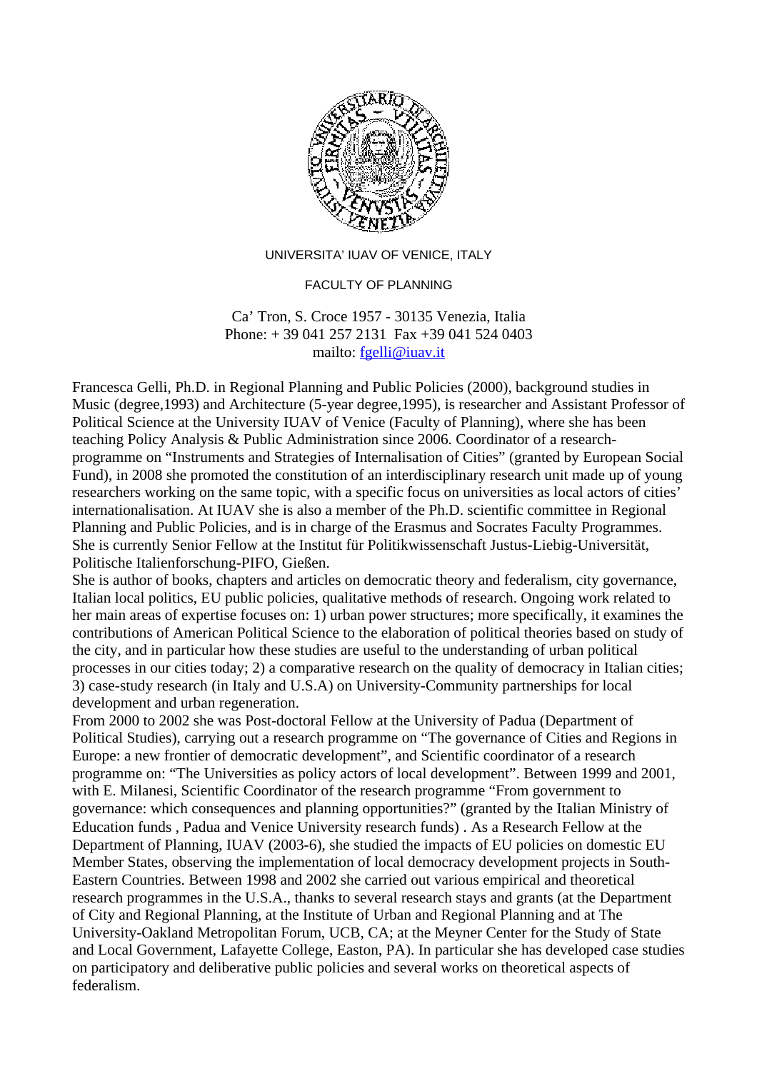UNIVERSITA' IUAV OF VENICE, ITALY

FACULTY OF PLANNING

Ca' Tron, S. Croce 1957 - 30135 Venezia, Italia
Phone: + 39 041 257 2131 Fax +39 041 524 0403
mailto: fgelli@iuav.it

Francesca Gelli, Ph.D. in Regional Planning and Public Policies (2000), background studies in Music (degree,1993) and Architecture (5-year degree,1995), is researcher and Assistant Professor of Political Science at the University IUAV of Venice (Faculty of Planning), where she has been teaching Policy Analysis & Public Administration since 2006. Coordinator of a research-programme on "Instruments and Strategies of Internalisation of Cities" (granted by European Social Fund), in 2008 she promoted the constitution of an interdisciplinary research unit made up of young researchers working on the same topic, with a specific focus on universities as local actors of cities' internationalisation. At IUAV she is also a member of the Ph.D. scientific committee in Regional Planning and Public Policies, and is in charge of the Erasmus and Socrates Faculty Programmes. She is currently Senior Fellow at the Institut für Politikwissenschaft Justus-Liebig-Universität, Politische Italienforschung-PIFO, Gießen.

She is author of books, chapters and articles on democratic theory and federalism, city governance, Italian local politics, EU public policies, qualitative methods of research. Ongoing work related to her main areas of expertise focuses on: 1) urban power structures; more specifically, it examines the contributions of American Political Science to the elaboration of political theories based on study of the city, and in particular how these studies are useful to the understanding of urban political processes in our cities today; 2) a comparative research on the quality of democracy in Italian cities; 3) case-study research (in Italy and U.S.A) on University-Community partnerships for local development and urban regeneration.

From 2000 to 2002 she was Post-doctoral Fellow at the University of Padua (Department of Political Studies), carrying out a research programme on "The governance of Cities and Regions in Europe: a new frontier of democratic development", and Scientific coordinator of a research programme on: "The Universities as policy actors of local development". Between 1999 and 2001, with E. Milanesi, Scientific Coordinator of the research programme "From government to governance: which consequences and planning opportunities?" (granted by the Italian Ministry of Education funds , Padua and Venice University research funds) . As a Research Fellow at the Department of Planning, IUAV (2003-6), she studied the impacts of EU policies on domestic EU Member States, observing the implementation of local democracy development projects in South-Eastern Countries. Between 1998 and 2002 she carried out various empirical and theoretical research programmes in the U.S.A., thanks to several research stays and grants (at the Department of City and Regional Planning, at the Institute of Urban and Regional Planning and at The University-Oakland Metropolitan Forum, UCB, CA; at the Meyner Center for the Study of State and Local Government, Lafayette College, Easton, PA). In particular she has developed case studies on participatory and deliberative public policies and several works on theoretical aspects of federalism.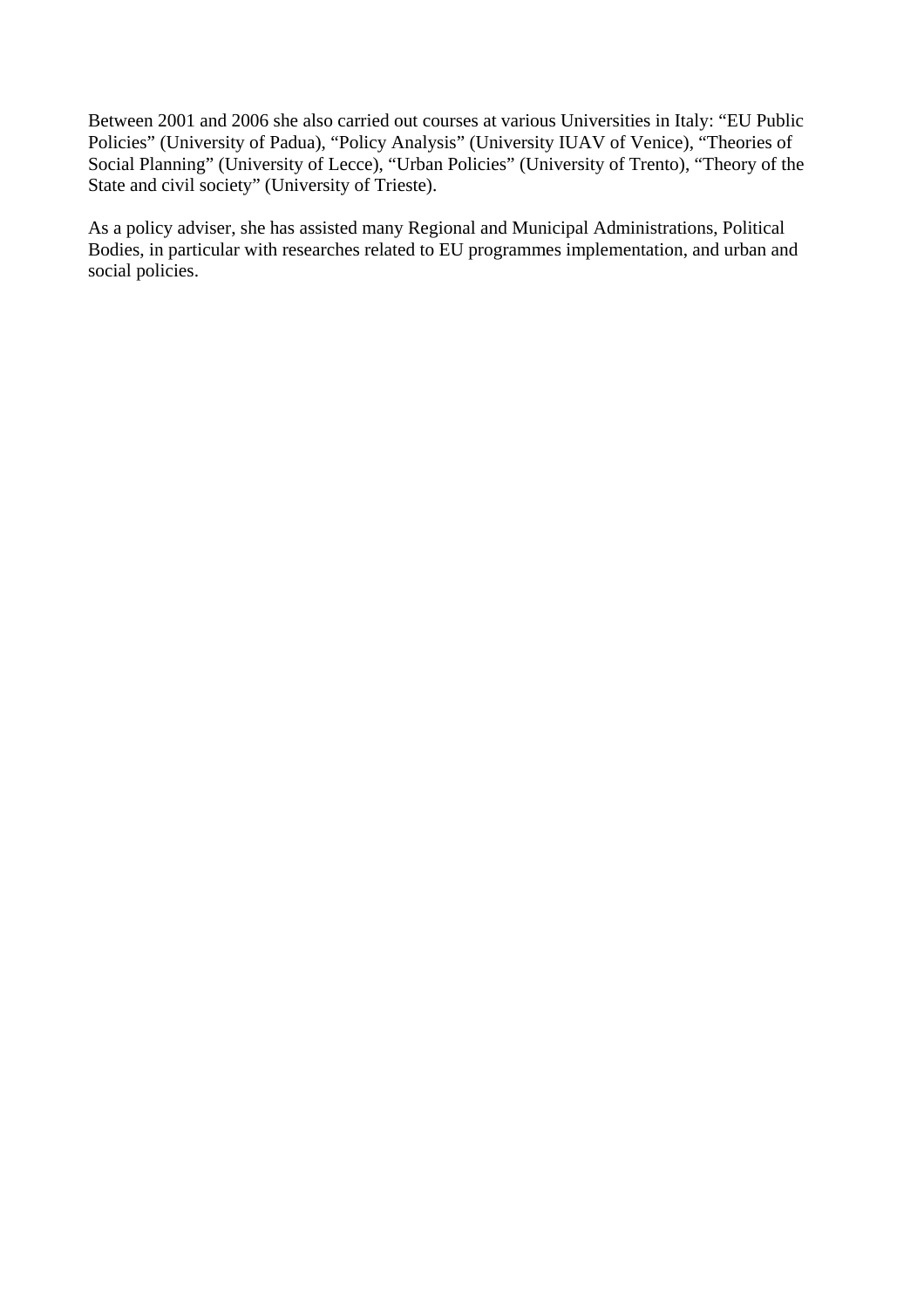Between 2001 and 2006 she also carried out courses at various Universities in Italy: “EU Public Policies” (University of Padua), “Policy Analysis” (University IUAV of Venice), “Theories of Social Planning” (University of Lecce), “Urban Policies” (University of Trento), “Theory of the State and civil society” (University of Trieste).

As a policy adviser, she has assisted many Regional and Municipal Administrations, Political Bodies, in particular with researches related to EU programmes implementation, and urban and social policies.